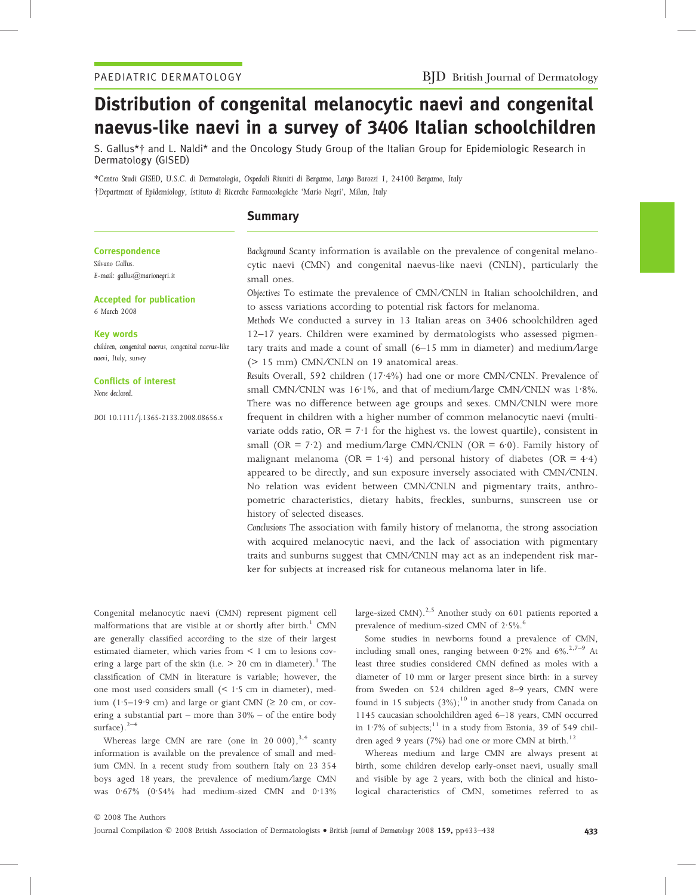PAEDIATRIC DERMATOLOGY

# Distribution of congenital melanocytic naevi and congenital naevus-like naevi in a survey of 3406 Italian schoolchildren

S. Gallus*† and L. Naldi* and the Oncology Study Group of the Italian Group for Epidemiologic Research in Dermatology (GISED)

*Centro Studi GISED, U.S.C. di Dermatologia, Ospedali Riuniti di Bergamo, Largo Barozzi 1, 24100 Bergamo, Italy
†Department of Epidemiology, Istituto di Ricerche Farmacologiche 'Mario Negri', Milan, Italy

**Correspondence**
Silvano Gallus.
E-mail: gallus@marionegri.it

**Accepted for publication**
6 March 2008

**Key words**
children, congenital naevus, congenital naevus-like naevi, Italy, survey

**Conflicts of interest**
None declared.

DOI 10.1111/j.1365-2133.2008.08656.x

## Summary

*Background* Scanty information is available on the prevalence of congenital melanocytic naevi (CMN) and congenital naevus-like naevi (CNLN), particularly the small ones.

*Objectives* To estimate the prevalence of CMN/CNLN in Italian schoolchildren, and to assess variations according to potential risk factors for melanoma.

*Methods* We conducted a survey in 13 Italian areas on 3406 schoolchildren aged 12–17 years. Children were examined by dermatologists who assessed pigmentary traits and made a count of small (6–15 mm in diameter) and medium/large (> 15 mm) CMN/CNLN on 19 anatomical areas.

*Results* Overall, 592 children (17·4%) had one or more CMN/CNLN. Prevalence of small CMN/CNLN was 16·1%, and that of medium/large CMN/CNLN was 1·8%. There was no difference between age groups and sexes. CMN/CNLN were more frequent in children with a higher number of common melanocytic naevi (multivariate odds ratio, OR = 7·1 for the highest vs. the lowest quartile), consistent in small (OR = 7·2) and medium/large CMN/CNLN (OR = 6·0). Family history of malignant melanoma (OR = 1·4) and personal history of diabetes (OR = 4·4) appeared to be directly, and sun exposure inversely associated with CMN/CNLN. No relation was evident between CMN/CNLN and pigmentary traits, anthropometric characteristics, dietary habits, freckles, sunburns, sunscreen use or history of selected diseases.

*Conclusions* The association with family history of melanoma, the strong association with acquired melanocytic naevi, and the lack of association with pigmentary traits and sunburns suggest that CMN/CNLN may act as an independent risk marker for subjects at increased risk for cutaneous melanoma later in life.

Congenital melanocytic naevi (CMN) represent pigment cell malformations that are visible at or shortly after birth.[1] CMN are generally classified according to the size of their largest estimated diameter, which varies from < 1 cm to lesions covering a large part of the skin (i.e. > 20 cm in diameter).[1] The classification of CMN in literature is variable; however, the one most used considers small (< 1·5 cm in diameter), medium (1·5–19·9 cm) and large or giant CMN (≥ 20 cm, or covering a substantial part – more than 30% – of the entire body surface).[2–4]

Whereas large CMN are rare (one in 20 000),[3,4] scanty information is available on the prevalence of small and medium CMN. In a recent study from southern Italy on 23 354 boys aged 18 years, the prevalence of medium/large CMN was 0·67% (0·54% had medium-sized CMN and 0·13% large-sized CMN).[2,5] Another study on 601 patients reported a prevalence of medium-sized CMN of 2·5%.[6]

Some studies in newborns found a prevalence of CMN, including small ones, ranging between 0·2% and 6%.[2,7–9] At least three studies considered CMN defined as moles with a diameter of 10 mm or larger present since birth: in a survey from Sweden on 524 children aged 8–9 years, CMN were found in 15 subjects (3%);[10] in another study from Canada on 1145 caucasian schoolchildren aged 6–18 years, CMN occurred in 1·7% of subjects;[11] in a study from Estonia, 39 of 549 children aged 9 years (7%) had one or more CMN at birth.[12]

Whereas medium and large CMN are always present at birth, some children develop early-onset naevi, usually small and visible by age 2 years, with both the clinical and histological characteristics of CMN, sometimes referred to as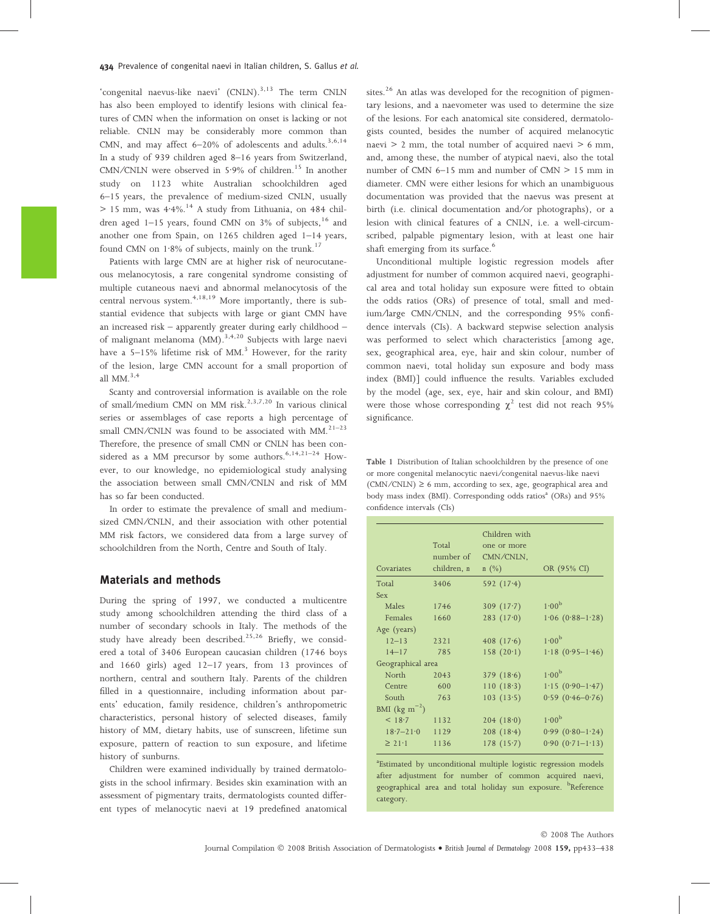'congenital naevus-like naevi' (CNLN).[3,13] The term CNLN has also been employed to identify lesions with clinical features of CMN when the information on onset is lacking or not reliable. CNLN may be considerably more common than CMN, and may affect 6–20% of adolescents and adults.[3,6,14] In a study of 939 children aged 8–16 years from Switzerland, CMN/CNLN were observed in 5·9% of children.[15] In another study on 1123 white Australian schoolchildren aged 6–15 years, the prevalence of medium-sized CNLN, usually > 15 mm, was 4·4%.[14] A study from Lithuania, on 484 children aged 1–15 years, found CMN on 3% of subjects,[16] and another one from Spain, on 1265 children aged 1–14 years, found CMN on 1·8% of subjects, mainly on the trunk.[17]

Patients with large CMN are at higher risk of neurocutaneous melanocytosis, a rare congenital syndrome consisting of multiple cutaneous naevi and abnormal melanocytosis of the central nervous system.[4,18,19] More importantly, there is substantial evidence that subjects with large or giant CMN have an increased risk – apparently greater during early childhood – of malignant melanoma (MM).[3,4,20] Subjects with large naevi have a 5–15% lifetime risk of MM.[3] However, for the rarity of the lesion, large CMN account for a small proportion of all MM.[3,4]

Scanty and controversial information is available on the role of small/medium CMN on MM risk.[2,3,7,20] In various clinical series or assemblages of case reports a high percentage of small CMN/CNLN was found to be associated with MM.[21–23] Therefore, the presence of small CMN or CNLN has been considered as a MM precursor by some authors.[6,14,21–24] However, to our knowledge, no epidemiological study analysing the association between small CMN/CNLN and risk of MM has so far been conducted.

In order to estimate the prevalence of small and medium-sized CMN/CNLN, and their association with other potential MM risk factors, we considered data from a large survey of schoolchildren from the North, Centre and South of Italy.

## Materials and methods

During the spring of 1997, we conducted a multicentre study among schoolchildren attending the third class of a number of secondary schools in Italy. The methods of the study have already been described.[25,26] Briefly, we considered a total of 3406 European caucasian children (1746 boys and 1660 girls) aged 12–17 years, from 13 provinces of northern, central and southern Italy. Parents of the children filled in a questionnaire, including information about parents' education, family residence, children's anthropometric characteristics, personal history of selected diseases, family history of MM, dietary habits, use of sunscreen, lifetime sun exposure, pattern of reaction to sun exposure, and lifetime history of sunburns.

Children were examined individually by trained dermatologists in the school infirmary. Besides skin examination with an assessment of pigmentary traits, dermatologists counted different types of melanocytic naevi at 19 predefined anatomical sites.[26] An atlas was developed for the recognition of pigmentary lesions, and a naevometer was used to determine the size of the lesions. For each anatomical site considered, dermatologists counted, besides the number of acquired melanocytic naevi > 2 mm, the total number of acquired naevi > 6 mm, and, among these, the number of atypical naevi, also the total number of CMN 6–15 mm and number of CMN > 15 mm in diameter. CMN were either lesions for which an unambiguous documentation was provided that the naevus was present at birth (i.e. clinical documentation and/or photographs), or a lesion with clinical features of a CNLN, i.e. a well-circumscribed, palpable pigmentary lesion, with at least one hair shaft emerging from its surface.[6]

Unconditional multiple logistic regression models after adjustment for number of common acquired naevi, geographical area and total holiday sun exposure were fitted to obtain the odds ratios (ORs) of presence of total, small and medium/large CMN/CNLN, and the corresponding 95% confidence intervals (CIs). A backward stepwise selection analysis was performed to select which characteristics [among age, sex, geographical area, eye, hair and skin colour, number of common naevi, total holiday sun exposure and body mass index (BMI)] could influence the results. Variables excluded by the model (age, sex, eye, hair and skin colour, and BMI) were those whose corresponding $\chi^2$ test did not reach 95% significance.

Table 1 Distribution of Italian schoolchildren by the presence of one or more congenital melanocytic naevi/congenital naevus-like naevi (CMN/CNLN) ≥ 6 mm, according to sex, age, geographical area and body mass index (BMI). Corresponding odds ratios[a] (ORs) and 95% confidence intervals (CIs)

| Covariates | Total number of children, n | Children with one or more CMN/CNLN, n (%) | OR (95% CI) |
|---|---|---|---|
| Total | 3406 | 592 (17·4) | |
| Sex | | | |
| Males | 1746 | 309 (17·7) | 1·00[b] |
| Females | 1660 | 283 (17·0) | 1·06 (0·88–1·28) |
| Age (years) | | | |
| 12–13 | 2321 | 408 (17·6) | 1·00[b] |
| 14–17 | 785 | 158 (20·1) | 1·18 (0·95–1·46) |
| Geographical area | | | |
| North | 2043 | 379 (18·6) | 1·00[b] |
| Centre | 600 | 110 (18·3) | 1·15 (0·90–1·47) |
| South | 763 | 103 (13·5) | 0·59 (0·46–0·76) |
| BMI (kg m$^{-2}$) | | | |
| < 18·7 | 1132 | 204 (18·0) | 1·00[b] |
| 18·7–21·0 | 1129 | 208 (18·4) | 0·99 (0·80–1·24) |
| ≥ 21·1 | 1136 | 178 (15·7) | 0·90 (0·71–1·13) |

[a]Estimated by unconditional multiple logistic regression models after adjustment for number of common acquired naevi, geographical area and total holiday sun exposure. [b]Reference category.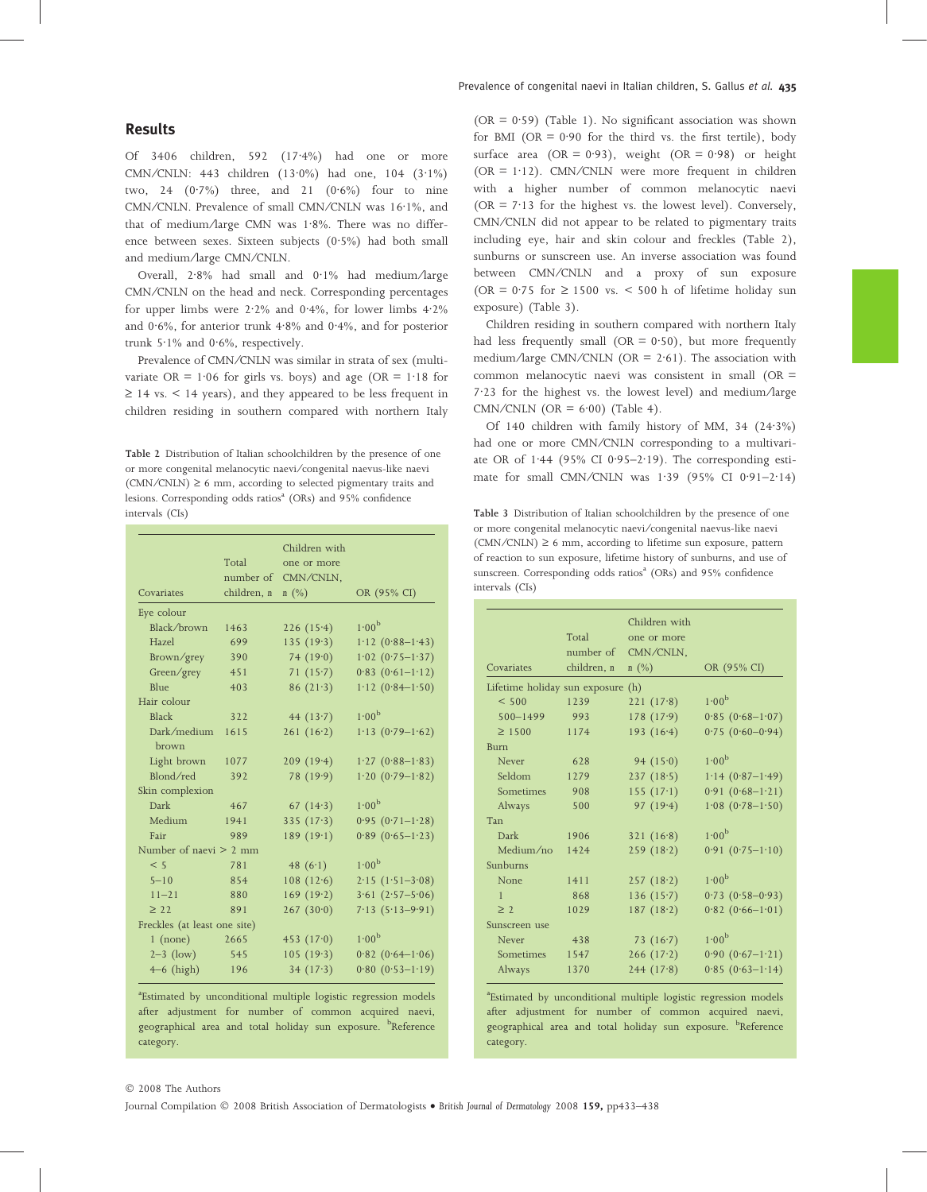## Results

Of 3406 children, 592 (17·4%) had one or more CMN/CNLN: 443 children (13·0%) had one, 104 (3·1%) two, 24 (0·7%) three, and 21 (0·6%) four to nine CMN/CNLN. Prevalence of small CMN/CNLN was 16·1%, and that of medium/large CMN was 1·8%. There was no difference between sexes. Sixteen subjects (0·5%) had both small and medium/large CMN/CNLN.

Overall, 2·8% had small and 0·1% had medium/large CMN/CNLN on the head and neck. Corresponding percentages for upper limbs were 2·2% and 0·4%, for lower limbs 4·2% and 0·6%, for anterior trunk 4·8% and 0·4%, and for posterior trunk 5·1% and 0·6%, respectively.

Prevalence of CMN/CNLN was similar in strata of sex (multivariate OR = 1·06 for girls vs. boys) and age (OR = 1·18 for ≥ 14 vs. < 14 years), and they appeared to be less frequent in children residing in southern compared with northern Italy (OR = 0·59) (Table 1). No significant association was shown for BMI (OR = 0·90 for the third vs. the first tertile), body surface area (OR = 0·93), weight (OR = 0·98) or height (OR = 1·12). CMN/CNLN were more frequent in children with a higher number of common melanocytic naevi (OR = 7·13 for the highest vs. the lowest level). Conversely, CMN/CNLN did not appear to be related to pigmentary traits including eye, hair and skin colour and freckles (Table 2), sunburns or sunscreen use. An inverse association was found between CMN/CNLN and a proxy of sun exposure (OR = 0·75 for ≥ 1500 vs. < 500 h of lifetime holiday sun exposure) (Table 3).

Children residing in southern compared with northern Italy had less frequently small (OR = 0·50), but more frequently medium/large CMN/CNLN (OR = 2·61). The association with common melanocytic naevi was consistent in small (OR = 7·23 for the highest vs. the lowest level) and medium/large CMN/CNLN (OR = 6·00) (Table 4).

Of 140 children with family history of MM, 34 (24·3%) had one or more CMN/CNLN corresponding to a multivariate OR of 1·44 (95% CI 0·95–2·19). The corresponding estimate for small CMN/CNLN was 1·39 (95% CI 0·91–2·14)

Table 2 Distribution of Italian schoolchildren by the presence of one or more congenital melanocytic naevi/congenital naevus-like naevi (CMN/CNLN) ≥ 6 mm, according to selected pigmentary traits and lesions. Corresponding odds ratios[a] (ORs) and 95% confidence intervals (CIs)

| Covariates | Total number of children, n | Children with one or more CMN/CNLN, n (%) | OR (95% CI) |
|---|---|---|---|
| Eye colour | | | |
| Black/brown | 1463 | 226 (15·4) | 1·00[b] |
| Hazel | 699 | 135 (19·3) | 1·12 (0·88–1·43) |
| Brown/grey | 390 | 74 (19·0) | 1·02 (0·75–1·37) |
| Green/grey | 451 | 71 (15·7) | 0·83 (0·61–1·12) |
| Blue | 403 | 86 (21·3) | 1·12 (0·84–1·50) |
| Hair colour | | | |
| Black | 322 | 44 (13·7) | 1·00[b] |
| Dark/medium brown | 1615 | 261 (16·2) | 1·13 (0·79–1·62) |
| Light brown | 1077 | 209 (19·4) | 1·27 (0·88–1·83) |
| Blond/red | 392 | 78 (19·9) | 1·20 (0·79–1·82) |
| Skin complexion | | | |
| Dark | 467 | 67 (14·3) | 1·00[b] |
| Medium | 1941 | 335 (17·3) | 0·95 (0·71–1·28) |
| Fair | 989 | 189 (19·1) | 0·89 (0·65–1·23) |
| Number of naevi > 2 mm | | | |
| < 5 | 781 | 48 (6·1) | 1·00[b] |
| 5–10 | 854 | 108 (12·6) | 2·15 (1·51–3·08) |
| 11–21 | 880 | 169 (19·2) | 3·61 (2·57–5·06) |
| ≥ 22 | 891 | 267 (30·0) | 7·13 (5·13–9·91) |
| Freckles (at least one site) | | | |
| 1 (none) | 2665 | 453 (17·0) | 1·00[b] |
| 2–3 (low) | 545 | 105 (19·3) | 0·82 (0·64–1·06) |
| 4–6 (high) | 196 | 34 (17·3) | 0·80 (0·53–1·19) |

[a]Estimated by unconditional multiple logistic regression models after adjustment for number of common acquired naevi, geographical area and total holiday sun exposure. [b]Reference category.

Table 3 Distribution of Italian schoolchildren by the presence of one or more congenital melanocytic naevi/congenital naevus-like naevi (CMN/CNLN) ≥ 6 mm, according to lifetime sun exposure, pattern of reaction to sun exposure, lifetime history of sunburns, and use of sunscreen. Corresponding odds ratios[a] (ORs) and 95% confidence intervals (CIs)

| Covariates | Total number of children, n | Children with one or more CMN/CNLN, n (%) | OR (95% CI) |
|---|---|---|---|
| Lifetime holiday sun exposure (h) | | | |
| < 500 | 1239 | 221 (17·8) | 1·00[b] |
| 500–1499 | 993 | 178 (17·9) | 0·85 (0·68–1·07) |
| ≥ 1500 | 1174 | 193 (16·4) | 0·75 (0·60–0·94) |
| Burn | | | |
| Never | 628 | 94 (15·0) | 1·00[b] |
| Seldom | 1279 | 237 (18·5) | 1·14 (0·87–1·49) |
| Sometimes | 908 | 155 (17·1) | 0·91 (0·68–1·21) |
| Always | 500 | 97 (19·4) | 1·08 (0·78–1·50) |
| Tan | | | |
| Dark | 1906 | 321 (16·8) | 1·00[b] |
| Medium/no | 1424 | 259 (18·2) | 0·91 (0·75–1·10) |
| Sunburns | | | |
| None | 1411 | 257 (18·2) | 1·00[b] |
| 1 | 868 | 136 (15·7) | 0·73 (0·58–0·93) |
| ≥ 2 | 1029 | 187 (18·2) | 0·82 (0·66–1·01) |
| Sunscreen use | | | |
| Never | 438 | 73 (16·7) | 1·00[b] |
| Sometimes | 1547 | 266 (17·2) | 0·90 (0·67–1·21) |
| Always | 1370 | 244 (17·8) | 0·85 (0·63–1·14) |

[a]Estimated by unconditional multiple logistic regression models after adjustment for number of common acquired naevi, geographical area and total holiday sun exposure. [b]Reference category.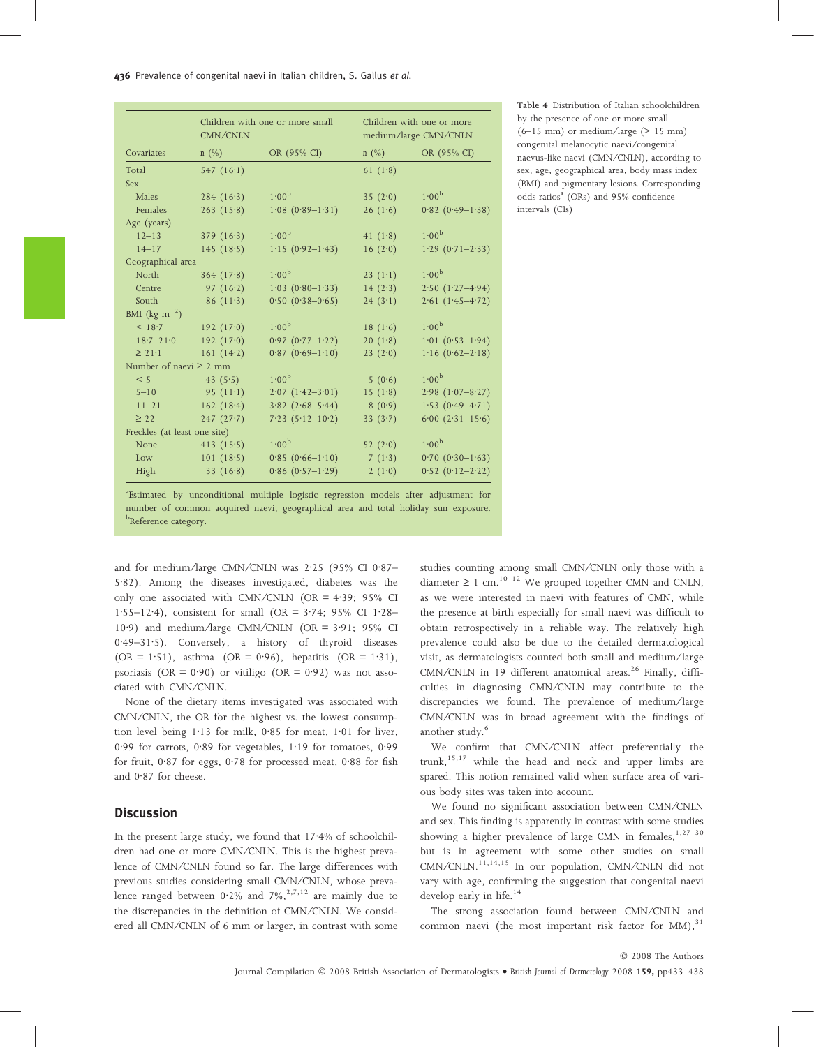Table 4 Distribution of Italian schoolchildren by the presence of one or more small (6–15 mm) or medium/large (> 15 mm) congenital melanocytic naevi/congenital naevus-like naevi (CMN/CNLN), according to sex, age, geographical area, body mass index (BMI) and pigmentary lesions. Corresponding odds ratios[a] (ORs) and 95% confidence intervals (CIs)

| Covariates | Children with one or more small CMN/CNLN | | Children with one or more medium/large CMN/CNLN | |
|---|---|---|---|---|
| | n (%) | OR (95% CI) | n (%) | OR (95% CI) |
| Total | 547 (16·1) | | 61 (1·8) | |
| Sex | | | | |
| Males | 284 (16·3) | 1·00[b] | 35 (2·0) | 1·00[b] |
| Females | 263 (15·8) | 1·08 (0·89–1·31) | 26 (1·6) | 0·82 (0·49–1·38) |
| Age (years) | | | | |
| 12–13 | 379 (16·3) | 1·00[b] | 41 (1·8) | 1·00[b] |
| 14–17 | 145 (18·5) | 1·15 (0·92–1·43) | 16 (2·0) | 1·29 (0·71–2·33) |
| Geographical area | | | | |
| North | 364 (17·8) | 1·00[b] | 23 (1·1) | 1·00[b] |
| Centre | 97 (16·2) | 1·03 (0·80–1·33) | 14 (2·3) | 2·50 (1·27–4·94) |
| South | 86 (11·3) | 0·50 (0·38–0·65) | 24 (3·1) | 2·61 (1·45–4·72) |
| BMI (kg $m^{-2}$) | | | | |
| < 18·7 | 192 (17·0) | 1·00[b] | 18 (1·6) | 1·00[b] |
| 18·7–21·0 | 192 (17·0) | 0·97 (0·77–1·22) | 20 (1·8) | 1·01 (0·53–1·94) |
| ≥ 21·1 | 161 (14·2) | 0·87 (0·69–1·10) | 23 (2·0) | 1·16 (0·62–2·18) |
| Number of naevi ≥ 2 mm | | | | |
| < 5 | 43 (5·5) | 1·00[b] | 5 (0·6) | 1·00[b] |
| 5–10 | 95 (11·1) | 2·07 (1·42–3·01) | 15 (1·8) | 2·98 (1·07–8·27) |
| 11–21 | 162 (18·4) | 3·82 (2·68–5·44) | 8 (0·9) | 1·53 (0·49–4·71) |
| ≥ 22 | 247 (27·7) | 7·23 (5·12–10·2) | 33 (3·7) | 6·00 (2·31–15·6) |
| Freckles (at least one site) | | | | |
| None | 413 (15·5) | 1·00[b] | 52 (2·0) | 1·00[b] |
| Low | 101 (18·5) | 0·85 (0·66–1·10) | 7 (1·3) | 0·70 (0·30–1·63) |
| High | 33 (16·8) | 0·86 (0·57–1·29) | 2 (1·0) | 0·52 (0·12–2·22) |

[a]Estimated by unconditional multiple logistic regression models after adjustment for number of common acquired naevi, geographical area and total holiday sun exposure. [b]Reference category.

and for medium/large CMN/CNLN was 2·25 (95% CI 0·87–5·82). Among the diseases investigated, diabetes was the only one associated with CMN/CNLN (OR = 4·39; 95% CI 1·55–12·4), consistent for small (OR = 3·74; 95% CI 1·28–10·9) and medium/large CMN/CNLN (OR = 3·91; 95% CI 0·49–31·5). Conversely, a history of thyroid diseases (OR = 1·51), asthma (OR = 0·96), hepatitis (OR = 1·31), psoriasis (OR = 0·90) or vitiligo (OR = 0·92) was not associated with CMN/CNLN.

None of the dietary items investigated was associated with CMN/CNLN, the OR for the highest vs. the lowest consumption level being 1·13 for milk, 0·85 for meat, 1·01 for liver, 0·99 for carrots, 0·89 for vegetables, 1·19 for tomatoes, 0·99 for fruit, 0·87 for eggs, 0·78 for processed meat, 0·88 for fish and 0·87 for cheese.

## Discussion

In the present large study, we found that 17·4% of schoolchildren had one or more CMN/CNLN. This is the highest prevalence of CMN/CNLN found so far. The large differences with previous studies considering small CMN/CNLN, whose prevalence ranged between 0·2% and 7%,[2,7,12] are mainly due to the discrepancies in the definition of CMN/CNLN. We considered all CMN/CNLN of 6 mm or larger, in contrast with some studies counting among small CMN/CNLN only those with a diameter ≥ 1 cm.[10–12] We grouped together CMN and CNLN, as we were interested in naevi with features of CMN, while the presence at birth especially for small naevi was difficult to obtain retrospectively in a reliable way. The relatively high prevalence could also be due to the detailed dermatological visit, as dermatologists counted both small and medium/large CMN/CNLN in 19 different anatomical areas.[26] Finally, difficulties in diagnosing CMN/CNLN may contribute to the discrepancies we found. The prevalence of medium/large CMN/CNLN was in broad agreement with the findings of another study.[6]

We confirm that CMN/CNLN affect preferentially the trunk,[15,17] while the head and neck and upper limbs are spared. This notion remained valid when surface area of various body sites was taken into account.

We found no significant association between CMN/CNLN and sex. This finding is apparently in contrast with some studies showing a higher prevalence of large CMN in females,[1,27–30] but is in agreement with some other studies on small CMN/CNLN.[11,14,15] In our population, CMN/CNLN did not vary with age, confirming the suggestion that congenital naevi develop early in life.[14]

The strong association found between CMN/CNLN and common naevi (the most important risk factor for MM),[31]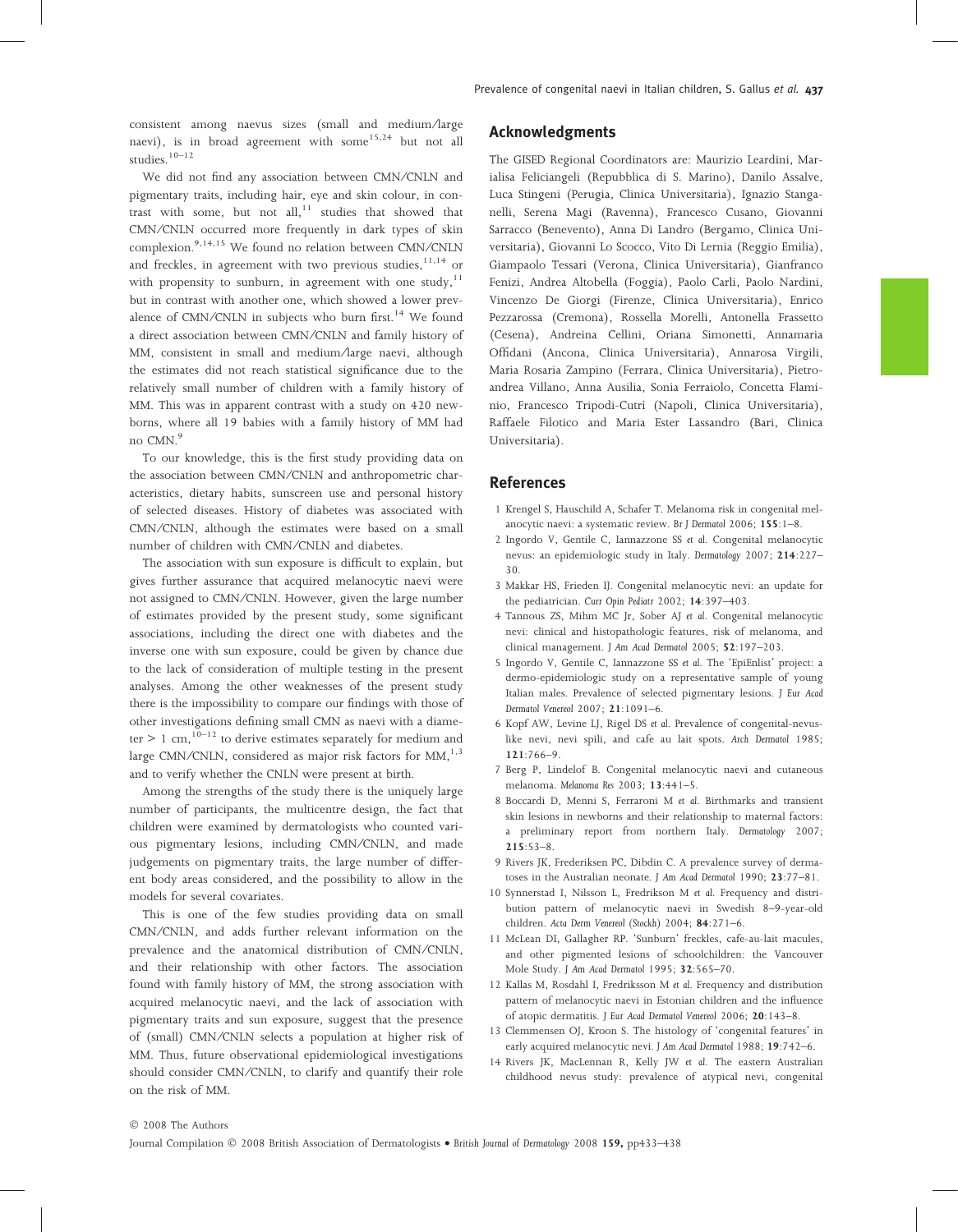consistent among naevus sizes (small and medium/large naevi), is in broad agreement with some[15,24] but not all studies.[10–12]

We did not find any association between CMN/CNLN and pigmentary traits, including hair, eye and skin colour, in contrast with some, but not all,[11] studies that showed that CMN/CNLN occurred more frequently in dark types of skin complexion.[9,14,15] We found no relation between CMN/CNLN and freckles, in agreement with two previous studies,[11,14] or with propensity to sunburn, in agreement with one study,[11] but in contrast with another one, which showed a lower prevalence of CMN/CNLN in subjects who burn first.[14] We found a direct association between CMN/CNLN and family history of MM, consistent in small and medium/large naevi, although the estimates did not reach statistical significance due to the relatively small number of children with a family history of MM. This was in apparent contrast with a study on 420 newborns, where all 19 babies with a family history of MM had no CMN.[9]

To our knowledge, this is the first study providing data on the association between CMN/CNLN and anthropometric characteristics, dietary habits, sunscreen use and personal history of selected diseases. History of diabetes was associated with CMN/CNLN, although the estimates were based on a small number of children with CMN/CNLN and diabetes.

The association with sun exposure is difficult to explain, but gives further assurance that acquired melanocytic naevi were not assigned to CMN/CNLN. However, given the large number of estimates provided by the present study, some significant associations, including the direct one with diabetes and the inverse one with sun exposure, could be given by chance due to the lack of consideration of multiple testing in the present analyses. Among the other weaknesses of the present study there is the impossibility to compare our findings with those of other investigations defining small CMN as naevi with a diameter > 1 cm,[10–12] to derive estimates separately for medium and large CMN/CNLN, considered as major risk factors for MM,[1,3] and to verify whether the CNLN were present at birth.

Among the strengths of the study there is the uniquely large number of participants, the multicentre design, the fact that children were examined by dermatologists who counted various pigmentary lesions, including CMN/CNLN, and made judgements on pigmentary traits, the large number of different body areas considered, and the possibility to allow in the models for several covariates.

This is one of the few studies providing data on small CMN/CNLN, and adds further relevant information on the prevalence and the anatomical distribution of CMN/CNLN, and their relationship with other factors. The association found with family history of MM, the strong association with acquired melanocytic naevi, and the lack of association with pigmentary traits and sun exposure, suggest that the presence of (small) CMN/CNLN selects a population at higher risk of MM. Thus, future observational epidemiological investigations should consider CMN/CNLN, to clarify and quantify their role on the risk of MM.

## Acknowledgments

The GISED Regional Coordinators are: Maurizio Leardini, Marialisa Feliciangeli (Repubblica di S. Marino), Danilo Assalve, Luca Stingeni (Perugia, Clinica Universitaria), Ignazio Stanganelli, Serena Magi (Ravenna), Francesco Cusano, Giovanni Sarracco (Benevento), Anna Di Landro (Bergamo, Clinica Universitaria), Giovanni Lo Scocco, Vito Di Lernia (Reggio Emilia), Giampaolo Tessari (Verona, Clinica Universitaria), Gianfranco Fenizi, Andrea Altobella (Foggia), Paolo Carli, Paolo Nardini, Vincenzo De Giorgi (Firenze, Clinica Universitaria), Enrico Pezzarossa (Cremona), Rossella Morelli, Antonella Frassetto (Cesena), Andreina Cellini, Oriana Simonetti, Annamaria Offidani (Ancona, Clinica Universitaria), Annarosa Virgili, Maria Rosaria Zampino (Ferrara, Clinica Universitaria), Pietroandrea Villano, Anna Ausilia, Sonia Ferraiolo, Concetta Flaminio, Francesco Tripodi-Cutri (Napoli, Clinica Universitaria), Raffaele Filotico and Maria Ester Lassandro (Bari, Clinica Universitaria).

## References

1 Krengel S, Hauschild A, Schafer T. Melanoma risk in congenital melanocytic naevi: a systematic review. *Br J Dermatol* 2006; **155**:1–8.

2 Ingordo V, Gentile C, Iannazzone SS *et al.* Congenital melanocytic nevus: an epidemiologic study in Italy. *Dermatology* 2007; **214**:227–30.

3 Makkar HS, Frieden IJ. Congenital melanocytic nevi: an update for the pediatrician. *Curr Opin Pediatr* 2002; **14**:397–403.

4 Tannous ZS, Mihm MC Jr, Sober AJ *et al.* Congenital melanocytic nevi: clinical and histopathologic features, risk of melanoma, and clinical management. *J Am Acad Dermatol* 2005; **52**:197–203.

5 Ingordo V, Gentile C, Iannazzone SS *et al.* The 'EpiEnlist' project: a dermo-epidemiologic study on a representative sample of young Italian males. Prevalence of selected pigmentary lesions. *J Eur Acad Dermatol Venereol* 2007; **21**:1091–6.

6 Kopf AW, Levine LJ, Rigel DS *et al.* Prevalence of congenital-nevus-like nevi, nevi spili, and cafe au lait spots. *Arch Dermatol* 1985; **121**:766–9.

7 Berg P, Lindelof B. Congenital melanocytic naevi and cutaneous melanoma. *Melanoma Res* 2003; **13**:441–5.

8 Boccardi D, Menni S, Ferraroni M *et al.* Birthmarks and transient skin lesions in newborns and their relationship to maternal factors: a preliminary report from northern Italy. *Dermatology* 2007; **215**:53–8.

9 Rivers JK, Frederiksen PC, Dibdin C. A prevalence survey of dermatoses in the Australian neonate. *J Am Acad Dermatol* 1990; **23**:77–81.

10 Synnerstad I, Nilsson L, Fredrikson M *et al.* Frequency and distribution pattern of melanocytic naevi in Swedish 8–9-year-old children. *Acta Derm Venereol (Stockh)* 2004; **84**:271–6.

11 McLean DI, Gallagher RP. 'Sunburn' freckles, cafe-au-lait macules, and other pigmented lesions of schoolchildren: the Vancouver Mole Study. *J Am Acad Dermatol* 1995; **32**:565–70.

12 Kallas M, Rosdahl I, Fredriksson M *et al.* Frequency and distribution pattern of melanocytic naevi in Estonian children and the influence of atopic dermatitis. *J Eur Acad Dermatol Venereol* 2006; **20**:143–8.

13 Clemmensen OJ, Kroon S. The histology of 'congenital features' in early acquired melanocytic nevi. *J Am Acad Dermatol* 1988; **19**:742–6.

14 Rivers JK, MacLennan R, Kelly JW *et al.* The eastern Australian childhood nevus study: prevalence of atypical nevi, congenital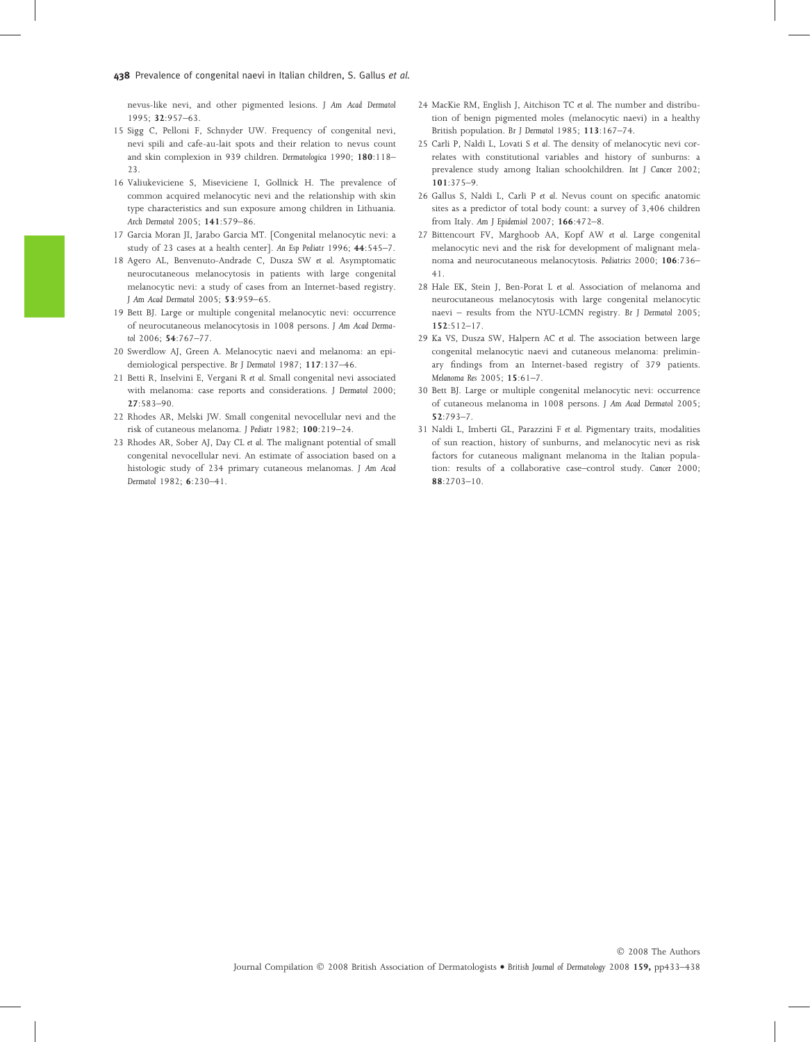nevus-like nevi, and other pigmented lesions. *J Am Acad Dermatol* 1995; **32**:957–63.

15 Sigg C, Pelloni F, Schnyder UW. Frequency of congenital nevi, nevi spili and cafe-au-lait spots and their relation to nevus count and skin complexion in 939 children. *Dermatologica* 1990; **180**:118–23.

16 Valiukeviciene S, Miseviciene I, Gollnick H. The prevalence of common acquired melanocytic nevi and the relationship with skin type characteristics and sun exposure among children in Lithuania. *Arch Dermatol* 2005; **141**:579–86.

17 Garcia Moran JI, Jarabo Garcia MT. [Congenital melanocytic nevi: a study of 23 cases at a health center]. *An Esp Pediatr* 1996; **44**:545–7.

18 Agero AL, Benvenuto-Andrade C, Dusza SW *et al.* Asymptomatic neurocutaneous melanocytosis in patients with large congenital melanocytic nevi: a study of cases from an Internet-based registry. *J Am Acad Dermatol* 2005; **53**:959–65.

19 Bett BJ. Large or multiple congenital melanocytic nevi: occurrence of neurocutaneous melanocytosis in 1008 persons. *J Am Acad Dermatol* 2006; **54**:767–77.

20 Swerdlow AJ, Green A. Melanocytic naevi and melanoma: an epidemiological perspective. *Br J Dermatol* 1987; **117**:137–46.

21 Betti R, Inselvini E, Vergani R *et al.* Small congenital nevi associated with melanoma: case reports and considerations. *J Dermatol* 2000; **27**:583–90.

22 Rhodes AR, Melski JW. Small congenital nevocellular nevi and the risk of cutaneous melanoma. *J Pediatr* 1982; **100**:219–24.

23 Rhodes AR, Sober AJ, Day CL *et al.* The malignant potential of small congenital nevocellular nevi. An estimate of association based on a histologic study of 234 primary cutaneous melanomas. *J Am Acad Dermatol* 1982; **6**:230–41.

24 MacKie RM, English J, Aitchison TC *et al.* The number and distribution of benign pigmented moles (melanocytic naevi) in a healthy British population. *Br J Dermatol* 1985; **113**:167–74.

25 Carli P, Naldi L, Lovati S *et al.* The density of melanocytic nevi correlates with constitutional variables and history of sunburns: a prevalence study among Italian schoolchildren. *Int J Cancer* 2002; **101**:375–9.

26 Gallus S, Naldi L, Carli P *et al.* Nevus count on specific anatomic sites as a predictor of total body count: a survey of 3,406 children from Italy. *Am J Epidemiol* 2007; **166**:472–8.

27 Bittencourt FV, Marghoob AA, Kopf AW *et al.* Large congenital melanocytic nevi and the risk for development of malignant melanoma and neurocutaneous melanocytosis. *Pediatrics* 2000; **106**:736–41.

28 Hale EK, Stein J, Ben-Porat L *et al.* Association of melanoma and neurocutaneous melanocytosis with large congenital melanocytic naevi – results from the NYU-LCMN registry. *Br J Dermatol* 2005; **152**:512–17.

29 Ka VS, Dusza SW, Halpern AC *et al.* The association between large congenital melanocytic naevi and cutaneous melanoma: preliminary findings from an Internet-based registry of 379 patients. *Melanoma Res* 2005; **15**:61–7.

30 Bett BJ. Large or multiple congenital melanocytic nevi: occurrence of cutaneous melanoma in 1008 persons. *J Am Acad Dermatol* 2005; **52**:793–7.

31 Naldi L, Imberti GL, Parazzini F *et al.* Pigmentary traits, modalities of sun reaction, history of sunburns, and melanocytic nevi as risk factors for cutaneous malignant melanoma in the Italian population: results of a collaborative case–control study. *Cancer* 2000; **88**:2703–10.